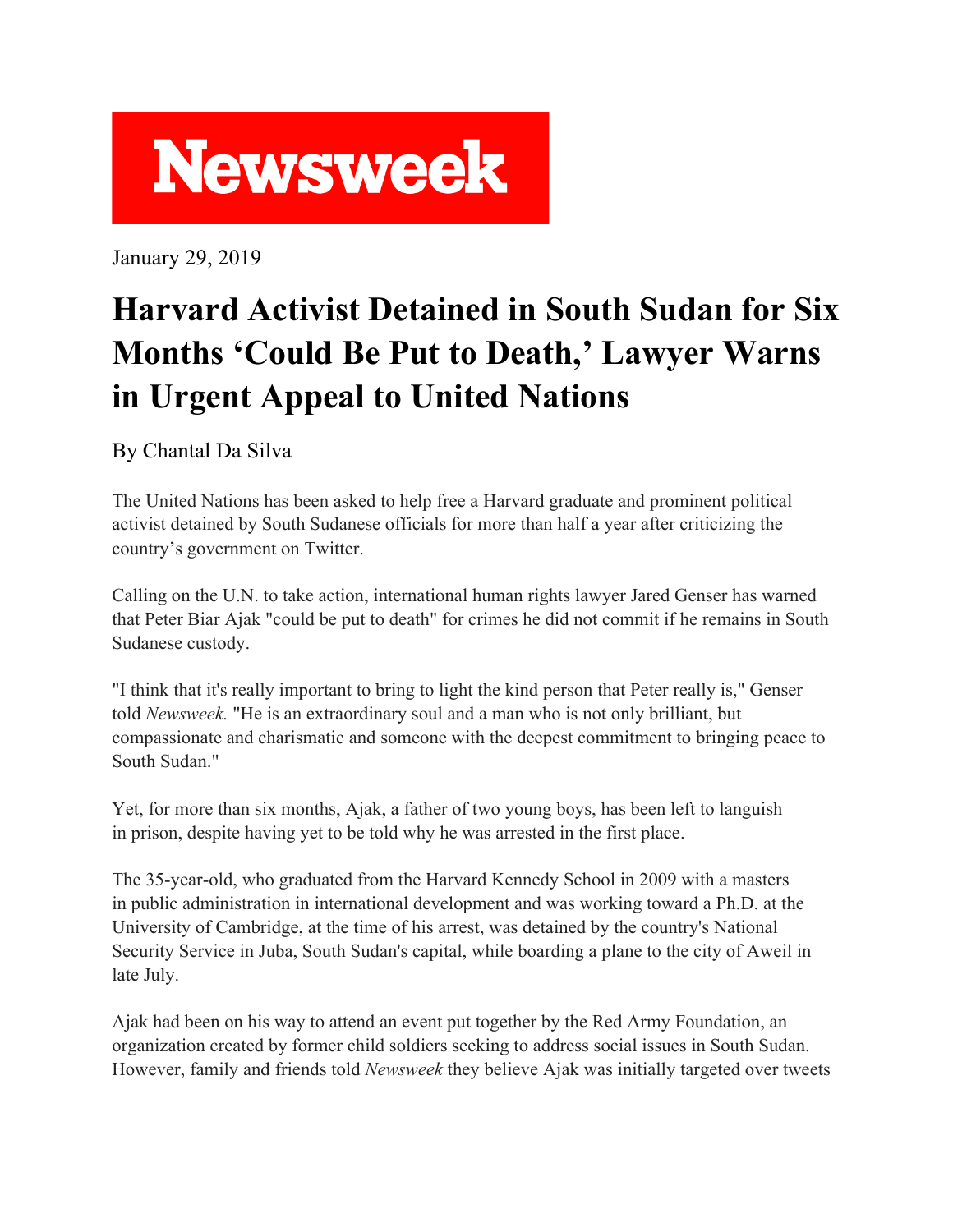Newsweek

January 29, 2019

# Harvard Activist Detained in South Sudan for Six Months 'Could Be Put to Death,' Lawyer Warns in Urgent Appeal to United Nations

By Chantal Da Silva

The United Nations has been asked to help free a Harvard graduate and prominent political activist detained by South Sudanese officials for more than half a year after criticizing the country's government on Twitter.

Calling on the U.N. to take action, international human rights lawyer Jared Genser has warned that Peter Biar Ajak "could be put to death" for crimes he did not commit if he remains in South Sudanese custody.

"I think that it's really important to bring to light the kind person that Peter really is," Genser told *Newsweek.* "He is an extraordinary soul and a man who is not only brilliant, but compassionate and charismatic and someone with the deepest commitment to bringing peace to South Sudan."

Yet, for more than six months, Ajak, a father of two young boys, has been left to languish in prison, despite having yet to be told why he was arrested in the first place.

The 35-year-old, who graduated from the Harvard Kennedy School in 2009 with a masters in public administration in international development and was working toward a Ph.D. at the University of Cambridge, at the time of his arrest, was detained by the country's National Security Service in Juba, South Sudan's capital, while boarding a plane to the city of Aweil in late July.

Ajak had been on his way to attend an event put together by the Red Army Foundation, an organization created by former child soldiers seeking to address social issues in South Sudan. However, family and friends told *Newsweek* they believe Ajak was initially targeted over tweets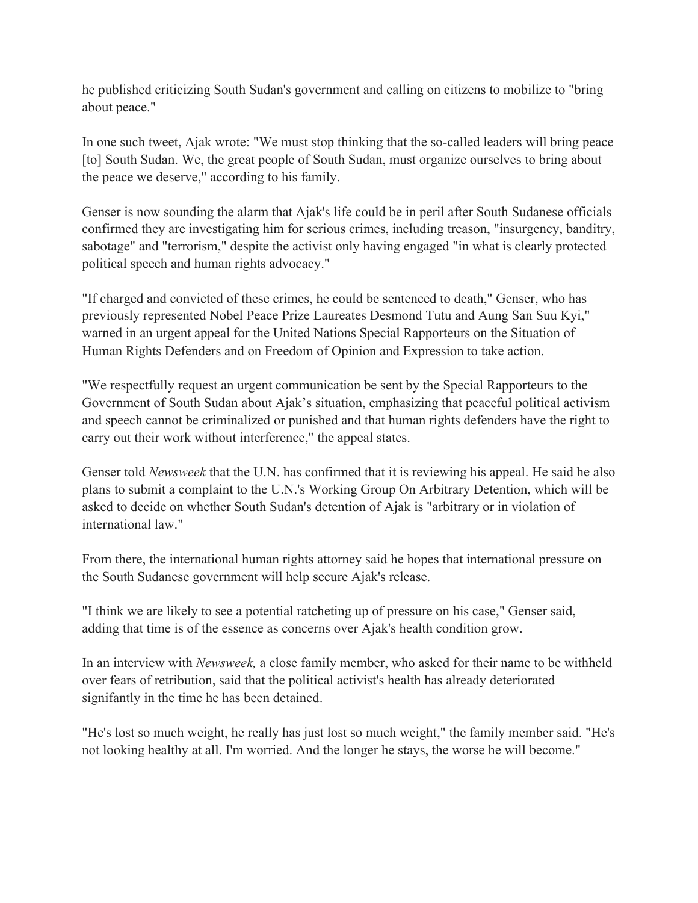he published criticizing South Sudan's government and calling on citizens to mobilize to "bring about peace."

In one such tweet, Ajak wrote: "We must stop thinking that the so-called leaders will bring peace [to] South Sudan. We, the great people of South Sudan, must organize ourselves to bring about the peace we deserve," according to his family.

Genser is now sounding the alarm that Ajak's life could be in peril after South Sudanese officials confirmed they are investigating him for serious crimes, including treason, "insurgency, banditry, sabotage" and "terrorism," despite the activist only having engaged "in what is clearly protected political speech and human rights advocacy."

"If charged and convicted of these crimes, he could be sentenced to death," Genser, who has previously represented Nobel Peace Prize Laureates Desmond Tutu and Aung San Suu Kyi," warned in an urgent appeal for the United Nations Special Rapporteurs on the Situation of Human Rights Defenders and on Freedom of Opinion and Expression to take action.

"We respectfully request an urgent communication be sent by the Special Rapporteurs to the Government of South Sudan about Ajak's situation, emphasizing that peaceful political activism and speech cannot be criminalized or punished and that human rights defenders have the right to carry out their work without interference," the appeal states.

Genser told *Newsweek* that the U.N. has confirmed that it is reviewing his appeal. He said he also plans to submit a complaint to the U.N.'s Working Group On Arbitrary Detention, which will be asked to decide on whether South Sudan's detention of Ajak is "arbitrary or in violation of international law."

From there, the international human rights attorney said he hopes that international pressure on the South Sudanese government will help secure Ajak's release.

"I think we are likely to see a potential ratcheting up of pressure on his case," Genser said, adding that time is of the essence as concerns over Ajak's health condition grow.

In an interview with *Newsweek,* a close family member, who asked for their name to be withheld over fears of retribution, said that the political activist's health has already deteriorated signifantly in the time he has been detained.

"He's lost so much weight, he really has just lost so much weight," the family member said. "He's not looking healthy at all. I'm worried. And the longer he stays, the worse he will become."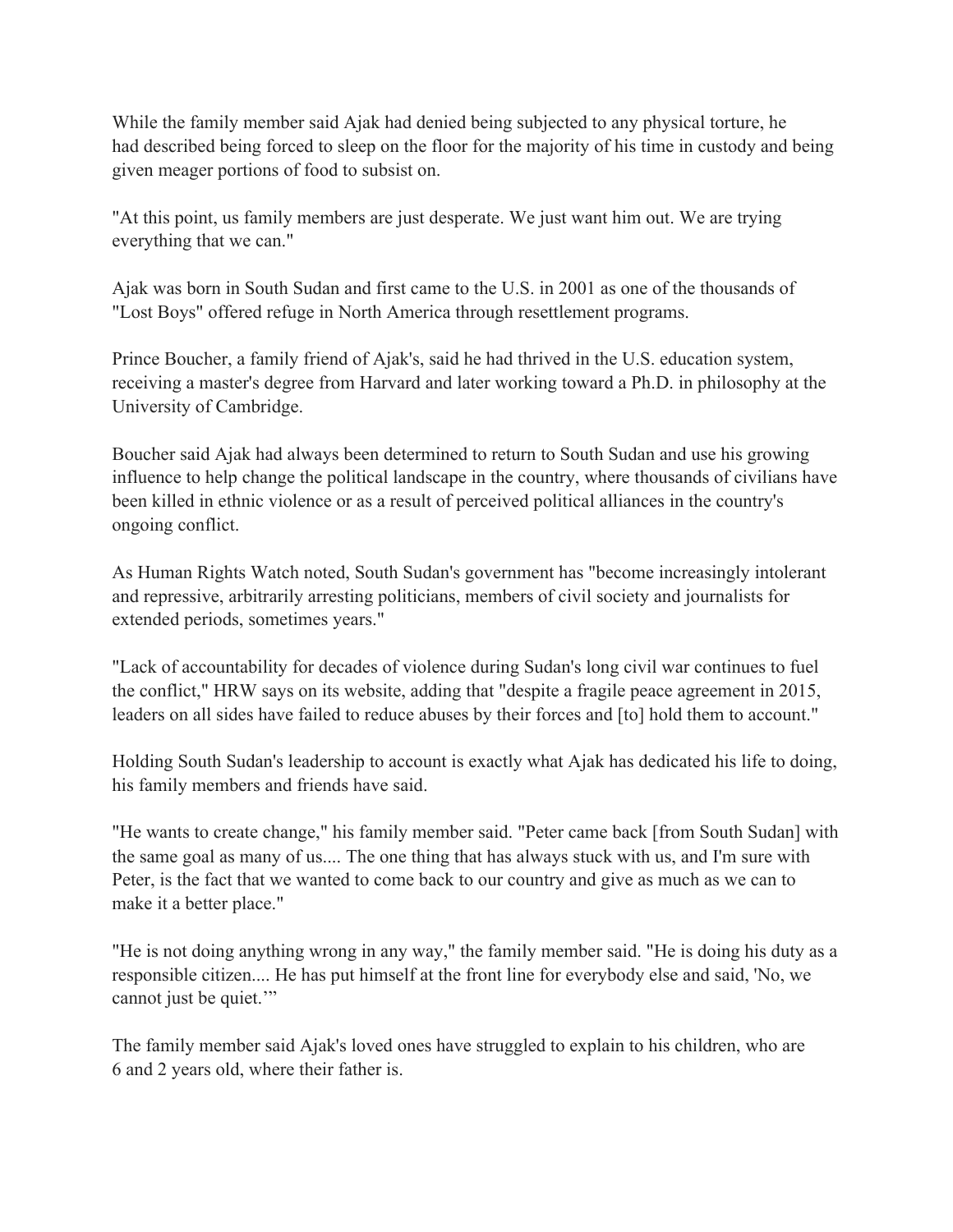While the family member said Ajak had denied being subjected to any physical torture, he had described being forced to sleep on the floor for the majority of his time in custody and being given meager portions of food to subsist on.

"At this point, us family members are just desperate. We just want him out. We are trying everything that we can."

Ajak was born in South Sudan and first came to the U.S. in 2001 as one of the thousands of "Lost Boys" offered refuge in North America through resettlement programs.

Prince Boucher, a family friend of Ajak's, said he had thrived in the U.S. education system, receiving a master's degree from Harvard and later working toward a Ph.D. in philosophy at the University of Cambridge.

Boucher said Ajak had always been determined to return to South Sudan and use his growing influence to help change the political landscape in the country, where thousands of civilians have been killed in ethnic violence or as a result of perceived political alliances in the country's ongoing conflict.

As Human Rights Watch noted, South Sudan's government has "become increasingly intolerant and repressive, arbitrarily arresting politicians, members of civil society and journalists for extended periods, sometimes years."

"Lack of accountability for decades of violence during Sudan's long civil war continues to fuel the conflict," HRW says on its website, adding that "despite a fragile peace agreement in 2015, leaders on all sides have failed to reduce abuses by their forces and [to] hold them to account."

Holding South Sudan's leadership to account is exactly what Ajak has dedicated his life to doing, his family members and friends have said.

"He wants to create change," his family member said. "Peter came back [from South Sudan] with the same goal as many of us.... The one thing that has always stuck with us, and I'm sure with Peter, is the fact that we wanted to come back to our country and give as much as we can to make it a better place."

"He is not doing anything wrong in any way," the family member said. "He is doing his duty as a responsible citizen.... He has put himself at the front line for everybody else and said, 'No, we cannot just be quiet.'"

The family member said Ajak's loved ones have struggled to explain to his children, who are 6 and 2 years old, where their father is.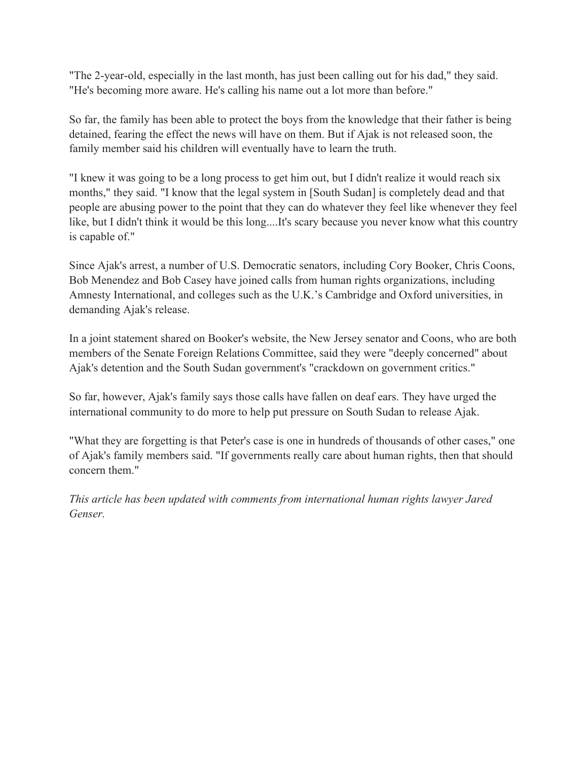"The 2-year-old, especially in the last month, has just been calling out for his dad," they said. "He's becoming more aware. He's calling his name out a lot more than before."

So far, the family has been able to protect the boys from the knowledge that their father is being detained, fearing the effect the news will have on them. But if Ajak is not released soon, the family member said his children will eventually have to learn the truth.

"I knew it was going to be a long process to get him out, but I didn't realize it would reach six months," they said. "I know that the legal system in [South Sudan] is completely dead and that people are abusing power to the point that they can do whatever they feel like whenever they feel like, but I didn't think it would be this long....It's scary because you never know what this country is capable of."

Since Ajak's arrest, a number of U.S. Democratic senators, including Cory Booker, Chris Coons, Bob Menendez and Bob Casey have joined calls from human rights organizations, including Amnesty International, and colleges such as the U.K.'s Cambridge and Oxford universities, in demanding Ajak's release.

In a joint statement shared on Booker's website, the New Jersey senator and Coons, who are both members of the Senate Foreign Relations Committee, said they were "deeply concerned" about Ajak's detention and the South Sudan government's "crackdown on government critics."

So far, however, Ajak's family says those calls have fallen on deaf ears. They have urged the international community to do more to help put pressure on South Sudan to release Ajak.

"What they are forgetting is that Peter's case is one in hundreds of thousands of other cases," one of Ajak's family members said. "If governments really care about human rights, then that should concern them."

*This article has been updated with comments from international human rights lawyer Jared Genser.*